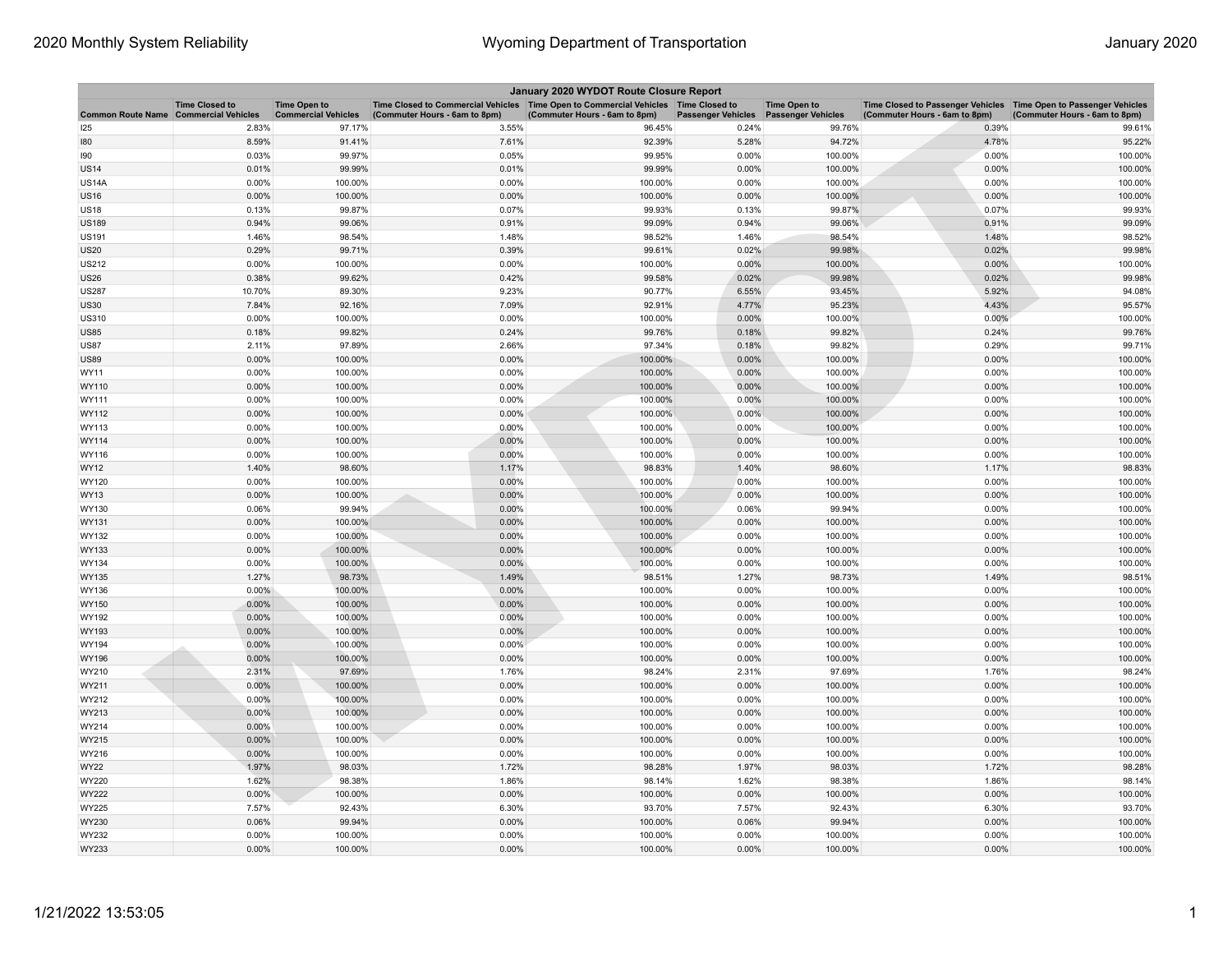| January 2020 WYDOT Route Closure Report | | | | | | | | |
|---|---|---|---|---|---|---|---|---|
| Common Route Name | Time Closed to Commercial Vehicles | Time Open to Commercial Vehicles | Time Closed to Commercial Vehicles (Commuter Hours - 6am to 8pm) | Time Open to Commercial Vehicles (Commuter Hours - 6am to 8pm) | Time Closed to Passenger Vehicles | Time Open to Passenger Vehicles | Time Closed to Passenger Vehicles (Commuter Hours - 6am to 8pm) | Time Open to Passenger Vehicles (Commuter Hours - 6am to 8pm) |
| I25 | 2.83% | 97.17% | 3.55% | 96.45% | 0.24% | 99.76% | 0.39% | 99.61% |
| I80 | 8.59% | 91.41% | 7.61% | 92.39% | 5.28% | 94.72% | 4.78% | 95.22% |
| I90 | 0.03% | 99.97% | 0.05% | 99.95% | 0.00% | 100.00% | 0.00% | 100.00% |
| US14 | 0.01% | 99.99% | 0.01% | 99.99% | 0.00% | 100.00% | 0.00% | 100.00% |
| US14A | 0.00% | 100.00% | 0.00% | 100.00% | 0.00% | 100.00% | 0.00% | 100.00% |
| US16 | 0.00% | 100.00% | 0.00% | 100.00% | 0.00% | 100.00% | 0.00% | 100.00% |
| US18 | 0.13% | 99.87% | 0.07% | 99.93% | 0.13% | 99.87% | 0.07% | 99.93% |
| US189 | 0.94% | 99.06% | 0.91% | 99.09% | 0.94% | 99.06% | 0.91% | 99.09% |
| US191 | 1.46% | 98.54% | 1.48% | 98.52% | 1.46% | 98.54% | 1.48% | 98.52% |
| US20 | 0.29% | 99.71% | 0.39% | 99.61% | 0.02% | 99.98% | 0.02% | 99.98% |
| US212 | 0.00% | 100.00% | 0.00% | 100.00% | 0.00% | 100.00% | 0.00% | 100.00% |
| US26 | 0.38% | 99.62% | 0.42% | 99.58% | 0.02% | 99.98% | 0.02% | 99.98% |
| US287 | 10.70% | 89.30% | 9.23% | 90.77% | 6.55% | 93.45% | 5.92% | 94.08% |
| US30 | 7.84% | 92.16% | 7.09% | 92.91% | 4.77% | 95.23% | 4.43% | 95.57% |
| US310 | 0.00% | 100.00% | 0.00% | 100.00% | 0.00% | 100.00% | 0.00% | 100.00% |
| US85 | 0.18% | 99.82% | 0.24% | 99.76% | 0.18% | 99.82% | 0.24% | 99.76% |
| US87 | 2.11% | 97.89% | 2.66% | 97.34% | 0.18% | 99.82% | 0.29% | 99.71% |
| US89 | 0.00% | 100.00% | 0.00% | 100.00% | 0.00% | 100.00% | 0.00% | 100.00% |
| WY11 | 0.00% | 100.00% | 0.00% | 100.00% | 0.00% | 100.00% | 0.00% | 100.00% |
| WY110 | 0.00% | 100.00% | 0.00% | 100.00% | 0.00% | 100.00% | 0.00% | 100.00% |
| WY111 | 0.00% | 100.00% | 0.00% | 100.00% | 0.00% | 100.00% | 0.00% | 100.00% |
| WY112 | 0.00% | 100.00% | 0.00% | 100.00% | 0.00% | 100.00% | 0.00% | 100.00% |
| WY113 | 0.00% | 100.00% | 0.00% | 100.00% | 0.00% | 100.00% | 0.00% | 100.00% |
| WY114 | 0.00% | 100.00% | 0.00% | 100.00% | 0.00% | 100.00% | 0.00% | 100.00% |
| WY116 | 0.00% | 100.00% | 0.00% | 100.00% | 0.00% | 100.00% | 0.00% | 100.00% |
| WY12 | 1.40% | 98.60% | 1.17% | 98.83% | 1.40% | 98.60% | 1.17% | 98.83% |
| WY120 | 0.00% | 100.00% | 0.00% | 100.00% | 0.00% | 100.00% | 0.00% | 100.00% |
| WY13 | 0.00% | 100.00% | 0.00% | 100.00% | 0.00% | 100.00% | 0.00% | 100.00% |
| WY130 | 0.06% | 99.94% | 0.00% | 100.00% | 0.06% | 99.94% | 0.00% | 100.00% |
| WY131 | 0.00% | 100.00% | 0.00% | 100.00% | 0.00% | 100.00% | 0.00% | 100.00% |
| WY132 | 0.00% | 100.00% | 0.00% | 100.00% | 0.00% | 100.00% | 0.00% | 100.00% |
| WY133 | 0.00% | 100.00% | 0.00% | 100.00% | 0.00% | 100.00% | 0.00% | 100.00% |
| WY134 | 0.00% | 100.00% | 0.00% | 100.00% | 0.00% | 100.00% | 0.00% | 100.00% |
| WY135 | 1.27% | 98.73% | 1.49% | 98.51% | 1.27% | 98.73% | 1.49% | 98.51% |
| WY136 | 0.00% | 100.00% | 0.00% | 100.00% | 0.00% | 100.00% | 0.00% | 100.00% |
| WY150 | 0.00% | 100.00% | 0.00% | 100.00% | 0.00% | 100.00% | 0.00% | 100.00% |
| WY192 | 0.00% | 100.00% | 0.00% | 100.00% | 0.00% | 100.00% | 0.00% | 100.00% |
| WY193 | 0.00% | 100.00% | 0.00% | 100.00% | 0.00% | 100.00% | 0.00% | 100.00% |
| WY194 | 0.00% | 100.00% | 0.00% | 100.00% | 0.00% | 100.00% | 0.00% | 100.00% |
| WY196 | 0.00% | 100.00% | 0.00% | 100.00% | 0.00% | 100.00% | 0.00% | 100.00% |
| WY210 | 2.31% | 97.69% | 1.76% | 98.24% | 2.31% | 97.69% | 1.76% | 98.24% |
| WY211 | 0.00% | 100.00% | 0.00% | 100.00% | 0.00% | 100.00% | 0.00% | 100.00% |
| WY212 | 0.00% | 100.00% | 0.00% | 100.00% | 0.00% | 100.00% | 0.00% | 100.00% |
| WY213 | 0.00% | 100.00% | 0.00% | 100.00% | 0.00% | 100.00% | 0.00% | 100.00% |
| WY214 | 0.00% | 100.00% | 0.00% | 100.00% | 0.00% | 100.00% | 0.00% | 100.00% |
| WY215 | 0.00% | 100.00% | 0.00% | 100.00% | 0.00% | 100.00% | 0.00% | 100.00% |
| WY216 | 0.00% | 100.00% | 0.00% | 100.00% | 0.00% | 100.00% | 0.00% | 100.00% |
| WY22 | 1.97% | 98.03% | 1.72% | 98.28% | 1.97% | 98.03% | 1.72% | 98.28% |
| WY220 | 1.62% | 98.38% | 1.86% | 98.14% | 1.62% | 98.38% | 1.86% | 98.14% |
| WY222 | 0.00% | 100.00% | 0.00% | 100.00% | 0.00% | 100.00% | 0.00% | 100.00% |
| WY225 | 7.57% | 92.43% | 6.30% | 93.70% | 7.57% | 92.43% | 6.30% | 93.70% |
| WY230 | 0.06% | 99.94% | 0.00% | 100.00% | 0.06% | 99.94% | 0.00% | 100.00% |
| WY232 | 0.00% | 100.00% | 0.00% | 100.00% | 0.00% | 100.00% | 0.00% | 100.00% |
| WY233 | 0.00% | 100.00% | 0.00% | 100.00% | 0.00% | 100.00% | 0.00% | 100.00% |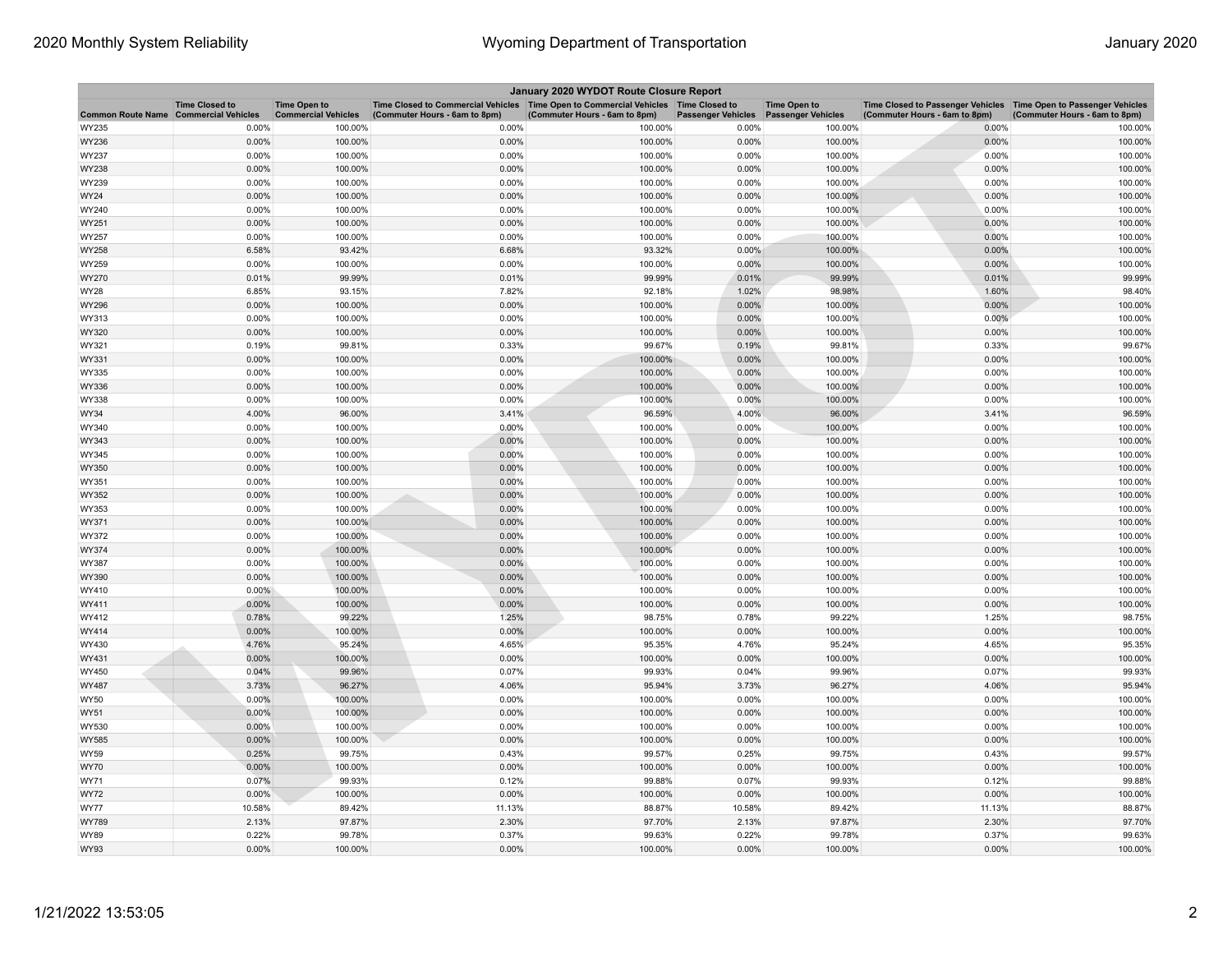| January 2020 WYDOT Route Closure Report | | | | | | | | |
|---|---|---|---|---|---|---|---|---|
| Common Route Name | Time Closed to Commercial Vehicles | Time Open to Commercial Vehicles | Time Closed to Commercial Vehicles (Commuter Hours - 6am to 8pm) | Time Open to Commercial Vehicles (Commuter Hours - 6am to 8pm) | Time Closed to Passenger Vehicles | Time Open to Passenger Vehicles | Time Closed to Passenger Vehicles (Commuter Hours - 6am to 8pm) | Time Open to Passenger Vehicles (Commuter Hours - 6am to 8pm) |
| WY235 | 0.00% | 100.00% | 0.00% | 100.00% | 0.00% | 100.00% | 0.00% | 100.00% |
| WY236 | 0.00% | 100.00% | 0.00% | 100.00% | 0.00% | 100.00% | 0.00% | 100.00% |
| WY237 | 0.00% | 100.00% | 0.00% | 100.00% | 0.00% | 100.00% | 0.00% | 100.00% |
| WY238 | 0.00% | 100.00% | 0.00% | 100.00% | 0.00% | 100.00% | 0.00% | 100.00% |
| WY239 | 0.00% | 100.00% | 0.00% | 100.00% | 0.00% | 100.00% | 0.00% | 100.00% |
| WY24 | 0.00% | 100.00% | 0.00% | 100.00% | 0.00% | 100.00% | 0.00% | 100.00% |
| WY240 | 0.00% | 100.00% | 0.00% | 100.00% | 0.00% | 100.00% | 0.00% | 100.00% |
| WY251 | 0.00% | 100.00% | 0.00% | 100.00% | 0.00% | 100.00% | 0.00% | 100.00% |
| WY257 | 0.00% | 100.00% | 0.00% | 100.00% | 0.00% | 100.00% | 0.00% | 100.00% |
| WY258 | 6.58% | 93.42% | 6.68% | 93.32% | 0.00% | 100.00% | 0.00% | 100.00% |
| WY259 | 0.00% | 100.00% | 0.00% | 100.00% | 0.00% | 100.00% | 0.00% | 100.00% |
| WY270 | 0.01% | 99.99% | 0.01% | 99.99% | 0.01% | 99.99% | 0.01% | 99.99% |
| WY28 | 6.85% | 93.15% | 7.82% | 92.18% | 1.02% | 98.98% | 1.60% | 98.40% |
| WY296 | 0.00% | 100.00% | 0.00% | 100.00% | 0.00% | 100.00% | 0.00% | 100.00% |
| WY313 | 0.00% | 100.00% | 0.00% | 100.00% | 0.00% | 100.00% | 0.00% | 100.00% |
| WY320 | 0.00% | 100.00% | 0.00% | 100.00% | 0.00% | 100.00% | 0.00% | 100.00% |
| WY321 | 0.19% | 99.81% | 0.33% | 99.67% | 0.19% | 99.81% | 0.33% | 99.67% |
| WY331 | 0.00% | 100.00% | 0.00% | 100.00% | 0.00% | 100.00% | 0.00% | 100.00% |
| WY335 | 0.00% | 100.00% | 0.00% | 100.00% | 0.00% | 100.00% | 0.00% | 100.00% |
| WY336 | 0.00% | 100.00% | 0.00% | 100.00% | 0.00% | 100.00% | 0.00% | 100.00% |
| WY338 | 0.00% | 100.00% | 0.00% | 100.00% | 0.00% | 100.00% | 0.00% | 100.00% |
| WY34 | 4.00% | 96.00% | 3.41% | 96.59% | 4.00% | 96.00% | 3.41% | 96.59% |
| WY340 | 0.00% | 100.00% | 0.00% | 100.00% | 0.00% | 100.00% | 0.00% | 100.00% |
| WY343 | 0.00% | 100.00% | 0.00% | 100.00% | 0.00% | 100.00% | 0.00% | 100.00% |
| WY345 | 0.00% | 100.00% | 0.00% | 100.00% | 0.00% | 100.00% | 0.00% | 100.00% |
| WY350 | 0.00% | 100.00% | 0.00% | 100.00% | 0.00% | 100.00% | 0.00% | 100.00% |
| WY351 | 0.00% | 100.00% | 0.00% | 100.00% | 0.00% | 100.00% | 0.00% | 100.00% |
| WY352 | 0.00% | 100.00% | 0.00% | 100.00% | 0.00% | 100.00% | 0.00% | 100.00% |
| WY353 | 0.00% | 100.00% | 0.00% | 100.00% | 0.00% | 100.00% | 0.00% | 100.00% |
| WY371 | 0.00% | 100.00% | 0.00% | 100.00% | 0.00% | 100.00% | 0.00% | 100.00% |
| WY372 | 0.00% | 100.00% | 0.00% | 100.00% | 0.00% | 100.00% | 0.00% | 100.00% |
| WY374 | 0.00% | 100.00% | 0.00% | 100.00% | 0.00% | 100.00% | 0.00% | 100.00% |
| WY387 | 0.00% | 100.00% | 0.00% | 100.00% | 0.00% | 100.00% | 0.00% | 100.00% |
| WY390 | 0.00% | 100.00% | 0.00% | 100.00% | 0.00% | 100.00% | 0.00% | 100.00% |
| WY410 | 0.00% | 100.00% | 0.00% | 100.00% | 0.00% | 100.00% | 0.00% | 100.00% |
| WY411 | 0.00% | 100.00% | 0.00% | 100.00% | 0.00% | 100.00% | 0.00% | 100.00% |
| WY412 | 0.78% | 99.22% | 1.25% | 98.75% | 0.78% | 99.22% | 1.25% | 98.75% |
| WY414 | 0.00% | 100.00% | 0.00% | 100.00% | 0.00% | 100.00% | 0.00% | 100.00% |
| WY430 | 4.76% | 95.24% | 4.65% | 95.35% | 4.76% | 95.24% | 4.65% | 95.35% |
| WY431 | 0.00% | 100.00% | 0.00% | 100.00% | 0.00% | 100.00% | 0.00% | 100.00% |
| WY450 | 0.04% | 99.96% | 0.07% | 99.93% | 0.04% | 99.96% | 0.07% | 99.93% |
| WY487 | 3.73% | 96.27% | 4.06% | 95.94% | 3.73% | 96.27% | 4.06% | 95.94% |
| WY50 | 0.00% | 100.00% | 0.00% | 100.00% | 0.00% | 100.00% | 0.00% | 100.00% |
| WY51 | 0.00% | 100.00% | 0.00% | 100.00% | 0.00% | 100.00% | 0.00% | 100.00% |
| WY530 | 0.00% | 100.00% | 0.00% | 100.00% | 0.00% | 100.00% | 0.00% | 100.00% |
| WY585 | 0.00% | 100.00% | 0.00% | 100.00% | 0.00% | 100.00% | 0.00% | 100.00% |
| WY59 | 0.25% | 99.75% | 0.43% | 99.57% | 0.25% | 99.75% | 0.43% | 99.57% |
| WY70 | 0.00% | 100.00% | 0.00% | 100.00% | 0.00% | 100.00% | 0.00% | 100.00% |
| WY71 | 0.07% | 99.93% | 0.12% | 99.88% | 0.07% | 99.93% | 0.12% | 99.88% |
| WY72 | 0.00% | 100.00% | 0.00% | 100.00% | 0.00% | 100.00% | 0.00% | 100.00% |
| WY77 | 10.58% | 89.42% | 11.13% | 88.87% | 10.58% | 89.42% | 11.13% | 88.87% |
| WY789 | 2.13% | 97.87% | 2.30% | 97.70% | 2.13% | 97.87% | 2.30% | 97.70% |
| WY89 | 0.22% | 99.78% | 0.37% | 99.63% | 0.22% | 99.78% | 0.37% | 99.63% |
| WY93 | 0.00% | 100.00% | 0.00% | 100.00% | 0.00% | 100.00% | 0.00% | 100.00% |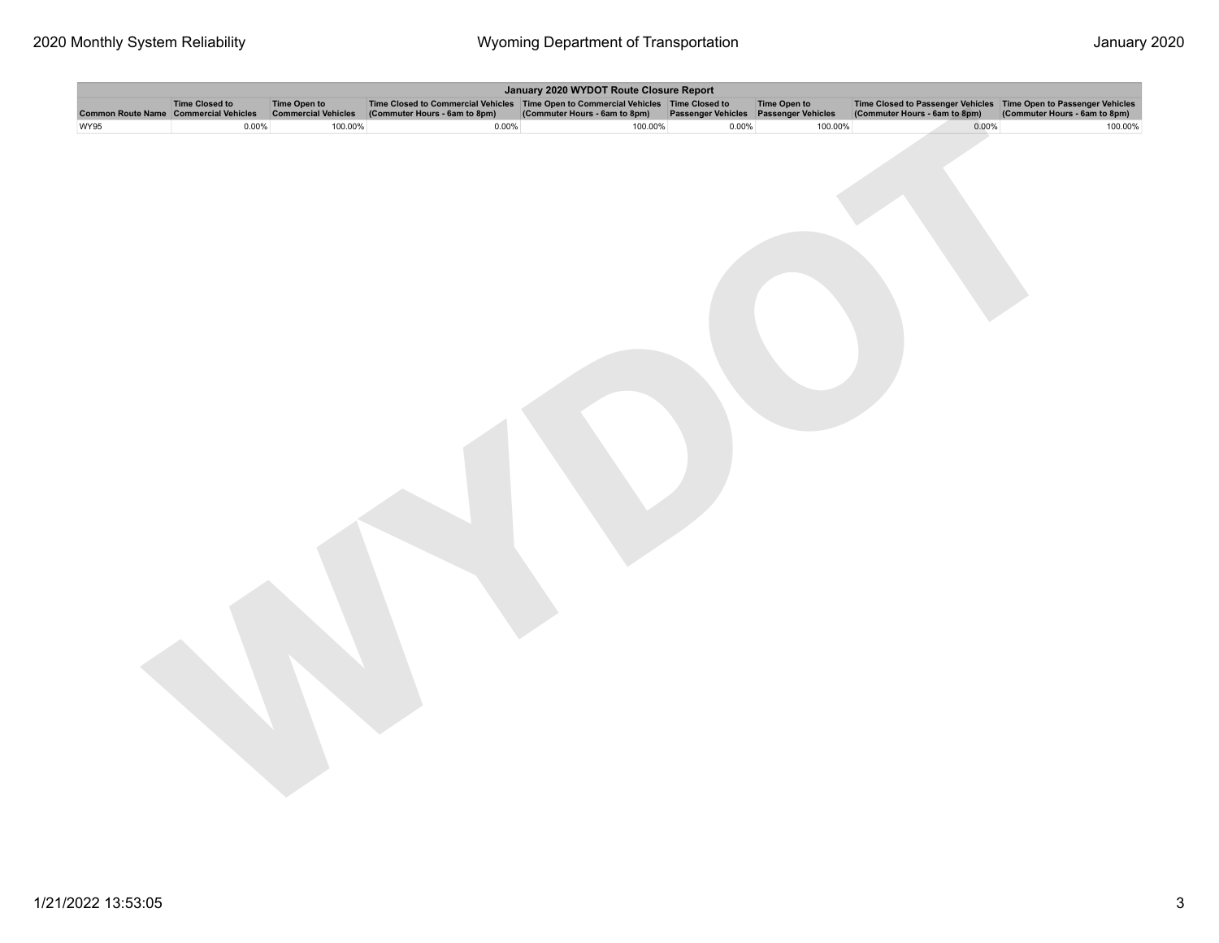| January 2020 WYDOT Route Closure Report | | | | | | | | |
|---|---|---|---|---|---|---|---|---|
| Common Route Name | Time Closed to Commercial Vehicles | Time Open to Commercial Vehicles | Time Closed to Commercial Vehicles (Commuter Hours - 6am to 8pm) | Time Open to Commercial Vehicles (Commuter Hours - 6am to 8pm) | Time Closed to Passenger Vehicles | Time Open to Passenger Vehicles | Time Closed to Passenger Vehicles (Commuter Hours - 6am to 8pm) | Time Open to Passenger Vehicles (Commuter Hours - 6am to 8pm) |
| WY95 | 0.00% | 100.00% | 0.00% | 100.00% | 0.00% | 100.00% | 0.00% | 100.00% |